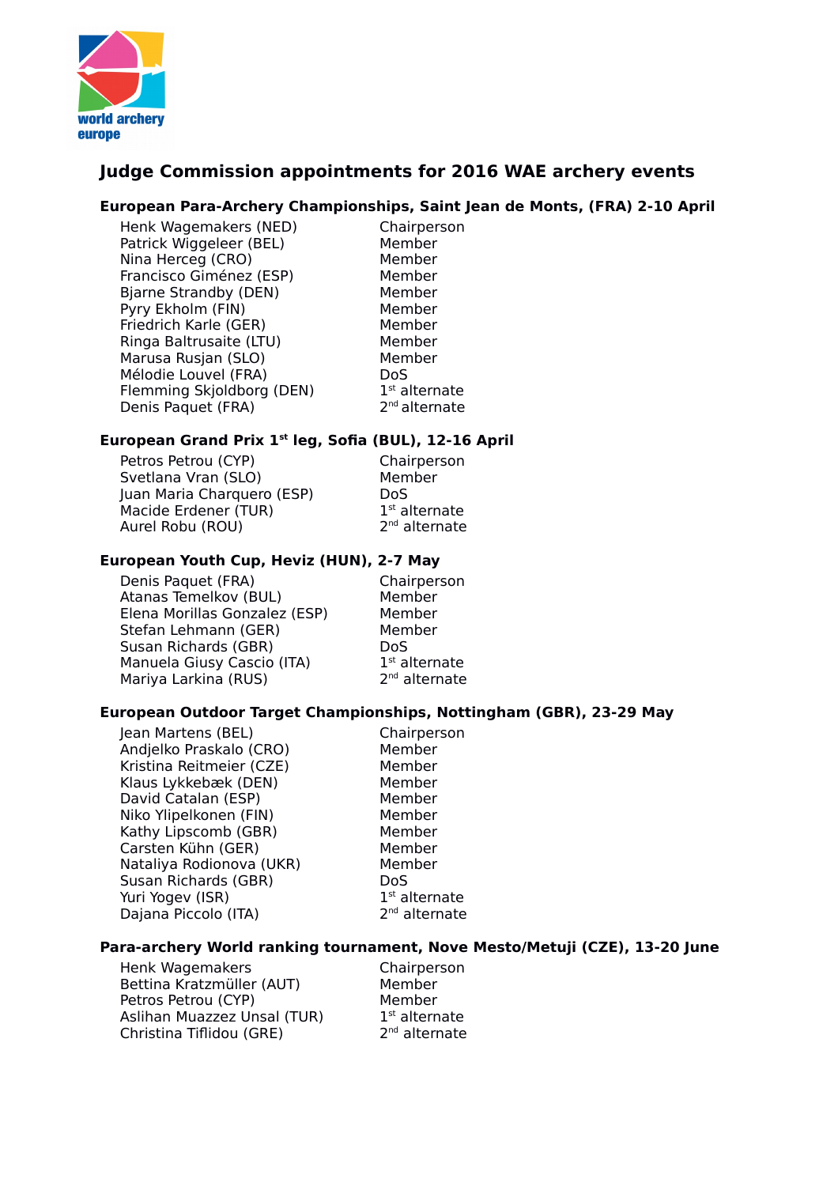# Judge Commission appointments for 2016 WAE archery events

## European Para-Archery Championships, Saint Jean de Monts, (FRA) 2-10 April

| | |
|---|---|
| Henk Wagemakers (NED) | Chairperson |
| Patrick Wiggeleer (BEL) | Member |
| Nina Herceg (CRO) | Member |
| Francisco Giménez (ESP) | Member |
| Bjarne Strandby (DEN) | Member |
| Pyry Ekholm (FIN) | Member |
| Friedrich Karle (GER) | Member |
| Ringa Baltrusaite (LTU) | Member |
| Marusa Rusjan (SLO) | Member |
| Mélodie Louvel (FRA) | DoS |
| Flemming Skjoldborg (DEN) | 1st alternate |
| Denis Paquet (FRA) | 2nd alternate |

## European Grand Prix 1st leg, Sofia (BUL), 12-16 April

| | |
|---|---|
| Petros Petrou (CYP) | Chairperson |
| Svetlana Vran (SLO) | Member |
| Juan Maria Charquero (ESP) | DoS |
| Macide Erdener (TUR) | 1st alternate |
| Aurel Robu (ROU) | 2nd alternate |

## European Youth Cup, Heviz (HUN), 2-7 May

| | |
|---|---|
| Denis Paquet (FRA) | Chairperson |
| Atanas Temelkov (BUL) | Member |
| Elena Morillas Gonzalez (ESP) | Member |
| Stefan Lehmann (GER) | Member |
| Susan Richards (GBR) | DoS |
| Manuela Giusy Cascio (ITA) | 1st alternate |
| Mariya Larkina (RUS) | 2nd alternate |

## European Outdoor Target Championships, Nottingham (GBR), 23-29 May

| | |
|---|---|
| Jean Martens (BEL) | Chairperson |
| Andjelko Praskalo (CRO) | Member |
| Kristina Reitmeier (CZE) | Member |
| Klaus Lykkebæk (DEN) | Member |
| David Catalan (ESP) | Member |
| Niko Ylipelkonen (FIN) | Member |
| Kathy Lipscomb (GBR) | Member |
| Carsten Kühn (GER) | Member |
| Nataliya Rodionova (UKR) | Member |
| Susan Richards (GBR) | DoS |
| Yuri Yogev (ISR) | 1st alternate |
| Dajana Piccolo (ITA) | 2nd alternate |

## Para-archery World ranking tournament, Nove Mesto/Metuji (CZE), 13-20 June

| | |
|---|---|
| Henk Wagemakers | Chairperson |
| Bettina Kratzmüller (AUT) | Member |
| Petros Petrou (CYP) | Member |
| Aslihan Muazzez Unsal (TUR) | 1st alternate |
| Christina Tiflidou (GRE) | 2nd alternate |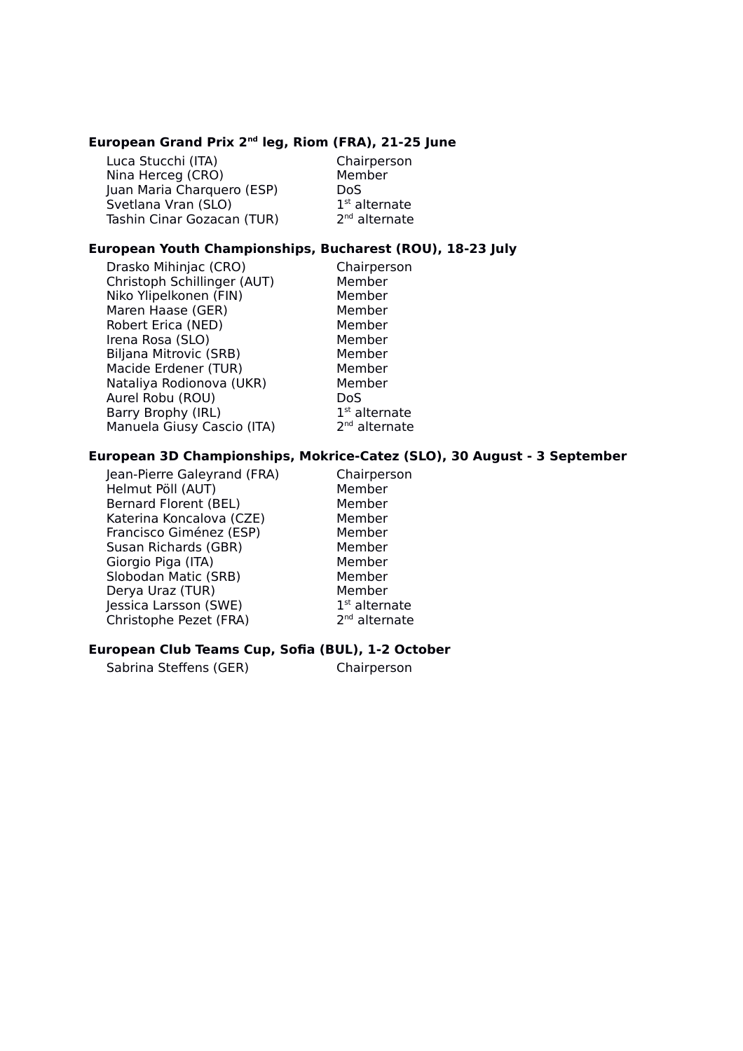**European Grand Prix 2nd leg, Riom (FRA), 21-25 June**

| | |
|---|---|
| Luca Stucchi (ITA) | Chairperson |
| Nina Herceg (CRO) | Member |
| Juan Maria Charquero (ESP) | DoS |
| Svetlana Vran (SLO) | 1st alternate |
| Tashin Cinar Gozacan (TUR) | 2nd alternate |

**European Youth Championships, Bucharest (ROU), 18-23 July**

| | |
|---|---|
| Drasko Mihinjac (CRO) | Chairperson |
| Christoph Schillinger (AUT) | Member |
| Niko Ylipelkonen (FIN) | Member |
| Maren Haase (GER) | Member |
| Robert Erica (NED) | Member |
| Irena Rosa (SLO) | Member |
| Biljana Mitrovic (SRB) | Member |
| Macide Erdener (TUR) | Member |
| Nataliya Rodionova (UKR) | Member |
| Aurel Robu (ROU) | DoS |
| Barry Brophy (IRL) | 1st alternate |
| Manuela Giusy Cascio (ITA) | 2nd alternate |

**European 3D Championships, Mokrice-Catez (SLO), 30 August - 3 September**

| | |
|---|---|
| Jean-Pierre Galeyrand (FRA) | Chairperson |
| Helmut Pöll (AUT) | Member |
| Bernard Florent (BEL) | Member |
| Katerina Koncalova (CZE) | Member |
| Francisco Giménez (ESP) | Member |
| Susan Richards (GBR) | Member |
| Giorgio Piga (ITA) | Member |
| Slobodan Matic (SRB) | Member |
| Derya Uraz (TUR) | Member |
| Jessica Larsson (SWE) | 1st alternate |
| Christophe Pezet (FRA) | 2nd alternate |

**European Club Teams Cup, Sofia (BUL), 1-2 October**

| | |
|---|---|
| Sabrina Steffens (GER) | Chairperson |